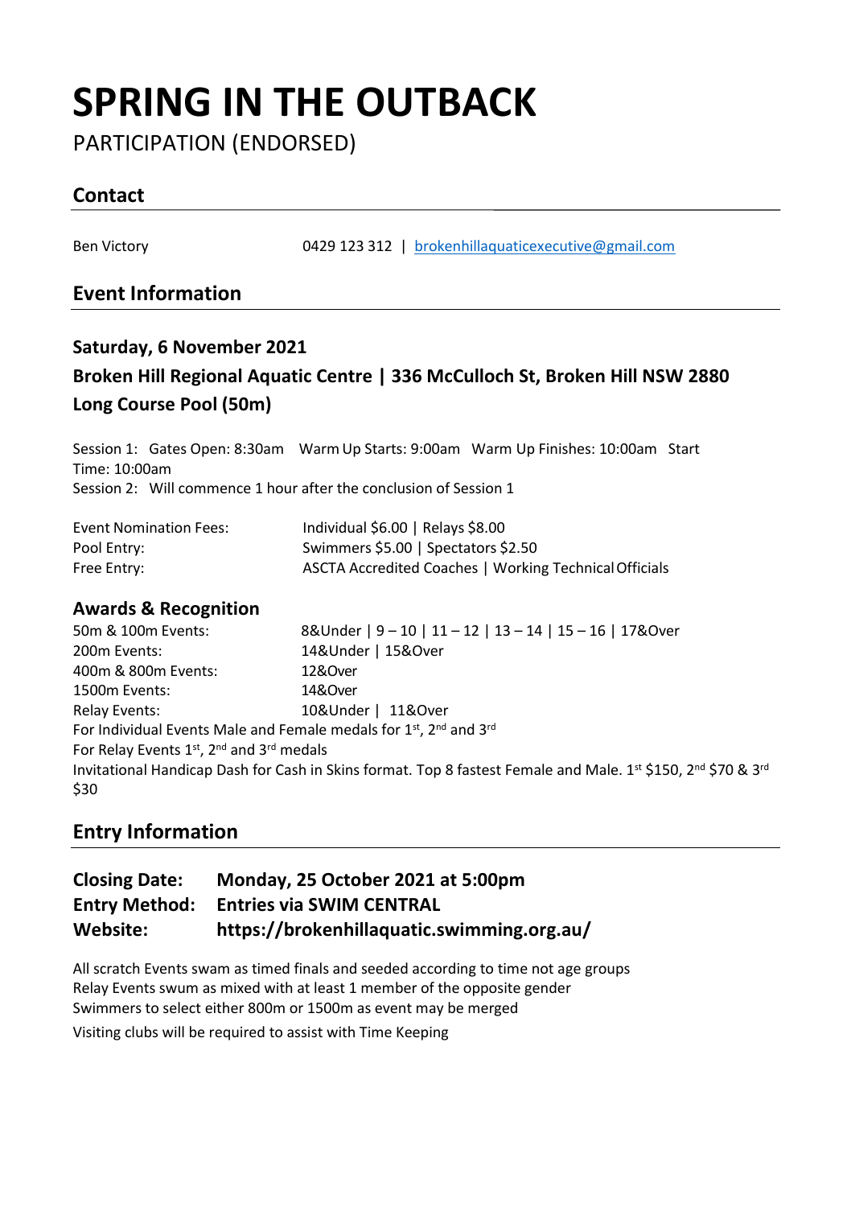# SPRING IN THE OUTBACK

PARTICIPATION (ENDORSED)

## Contact

Ben Victory 0429 123 312 | brokenhillaquaticexecutive@gmail.com

## Event Information

### Saturday, 6 November 2021

### Broken Hill Regional Aquatic Centre | 336 McCulloch St, Broken Hill NSW 2880

### Long Course Pool (50m)

Session 1: Gates Open: 8:30am Warm Up Starts: 9:00am Warm Up Finishes: 10:00am Start Time: 10:00am
Session 2: Will commence 1 hour after the conclusion of Session 1

| | |
|---|---|
| Event Nomination Fees: | Individual $6.00 \| Relays $8.00 |
| Pool Entry: | Swimmers $5.00 \| Spectators $2.50 |
| Free Entry: | ASCTA Accredited Coaches \| Working Technical Officials |

### Awards & Recognition

| | |
|---|---|
| 50m & 100m Events: | 8&Under \| 9 – 10 \| 11 – 12 \| 13 – 14 \| 15 – 16 \| 17&Over |
| 200m Events: | 14&Under \| 15&Over |
| 400m & 800m Events: | 12&Over |
| 1500m Events: | 14&Over |
| Relay Events: | 10&Under \| 11&Over |

For Individual Events Male and Female medals for 1st, 2nd and 3rd
For Relay Events 1st, 2nd and 3rd medals
Invitational Handicap Dash for Cash in Skins format. Top 8 fastest Female and Male. 1st $150, 2nd $70 & 3rd $30

## Entry Information

**Closing Date:** **Monday, 25 October 2021 at 5:00pm**
**Entry Method:** **Entries via SWIM CENTRAL**
**Website:** **https://brokenhillaquatic.swimming.org.au/**

All scratch Events swam as timed finals and seeded according to time not age groups
Relay Events swum as mixed with at least 1 member of the opposite gender
Swimmers to select either 800m or 1500m as event may be merged
Visiting clubs will be required to assist with Time Keeping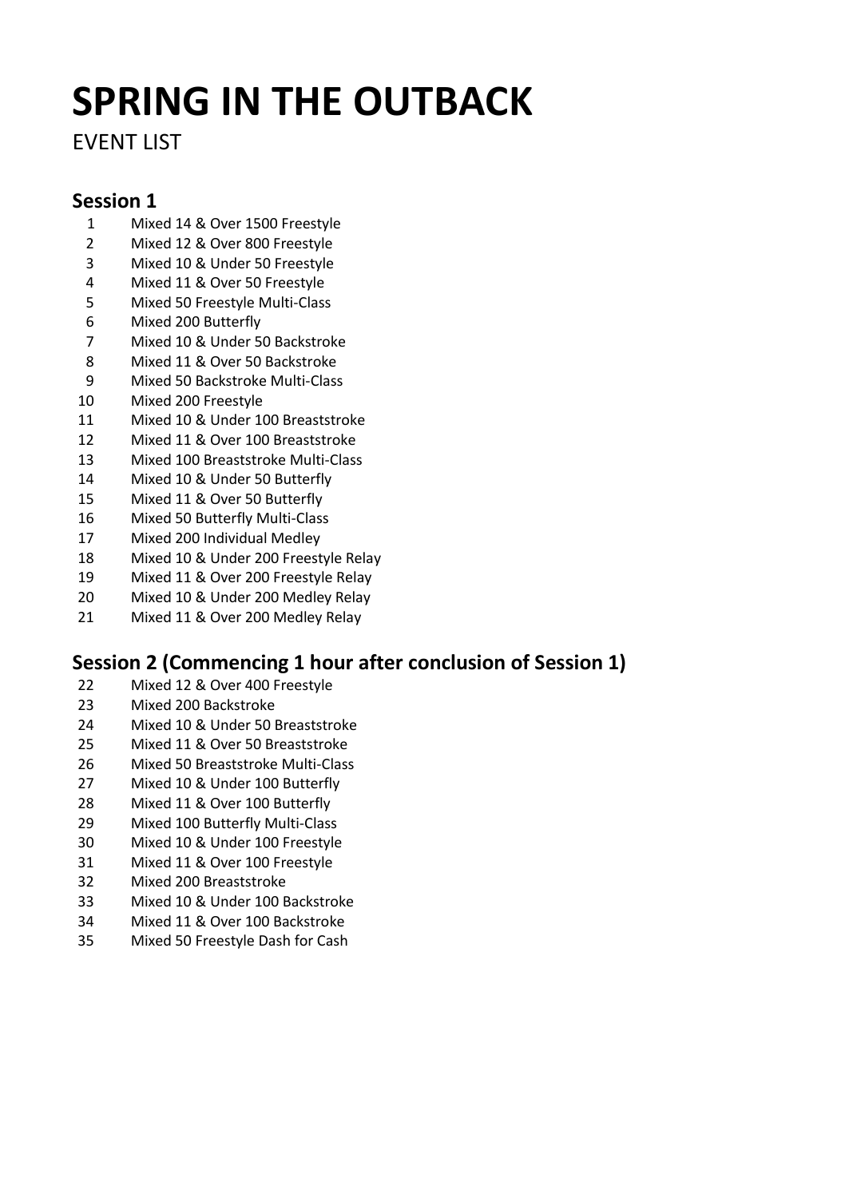# SPRING IN THE OUTBACK

EVENT LIST

## Session 1

| | |
|---|---|
| 1 | Mixed 14 & Over 1500 Freestyle |
| 2 | Mixed 12 & Over 800 Freestyle |
| 3 | Mixed 10 & Under 50 Freestyle |
| 4 | Mixed 11 & Over 50 Freestyle |
| 5 | Mixed 50 Freestyle Multi-Class |
| 6 | Mixed 200 Butterfly |
| 7 | Mixed 10 & Under 50 Backstroke |
| 8 | Mixed 11 & Over 50 Backstroke |
| 9 | Mixed 50 Backstroke Multi-Class |
| 10 | Mixed 200 Freestyle |
| 11 | Mixed 10 & Under 100 Breaststroke |
| 12 | Mixed 11 & Over 100 Breaststroke |
| 13 | Mixed 100 Breaststroke Multi-Class |
| 14 | Mixed 10 & Under 50 Butterfly |
| 15 | Mixed 11 & Over 50 Butterfly |
| 16 | Mixed 50 Butterfly Multi-Class |
| 17 | Mixed 200 Individual Medley |
| 18 | Mixed 10 & Under 200 Freestyle Relay |
| 19 | Mixed 11 & Over 200 Freestyle Relay |
| 20 | Mixed 10 & Under 200 Medley Relay |
| 21 | Mixed 11 & Over 200 Medley Relay |

## Session 2 (Commencing 1 hour after conclusion of Session 1)

| | |
|---|---|
| 22 | Mixed 12 & Over 400 Freestyle |
| 23 | Mixed 200 Backstroke |
| 24 | Mixed 10 & Under 50 Breaststroke |
| 25 | Mixed 11 & Over 50 Breaststroke |
| 26 | Mixed 50 Breaststroke Multi-Class |
| 27 | Mixed 10 & Under 100 Butterfly |
| 28 | Mixed 11 & Over 100 Butterfly |
| 29 | Mixed 100 Butterfly Multi-Class |
| 30 | Mixed 10 & Under 100 Freestyle |
| 31 | Mixed 11 & Over 100 Freestyle |
| 32 | Mixed 200 Breaststroke |
| 33 | Mixed 10 & Under 100 Backstroke |
| 34 | Mixed 11 & Over 100 Backstroke |
| 35 | Mixed 50 Freestyle Dash for Cash |